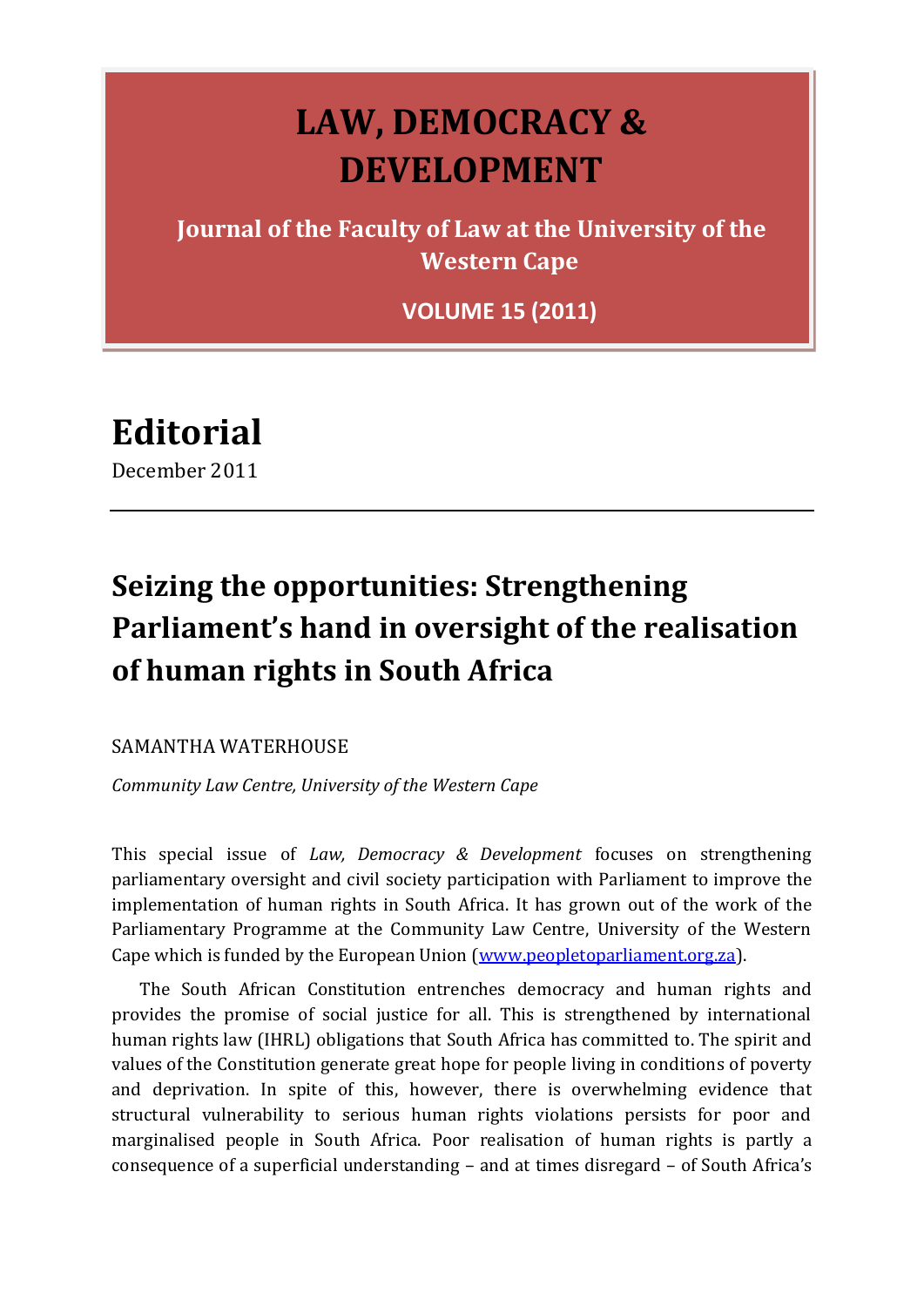# LAW, DEMOCRACY & DEVELOPMENT

**Journal of the Faculty of Law at the University of the Western Cape**

**VOLUME 15 (2011)**

# Editorial

December 2011

---

## Seizing the opportunities: Strengthening Parliament's hand in oversight of the realisation of human rights in South Africa

SAMANTHA WATERHOUSE

*Community Law Centre, University of the Western Cape*

This special issue of *Law, Democracy & Development* focuses on strengthening parliamentary oversight and civil society participation with Parliament to improve the implementation of human rights in South Africa. It has grown out of the work of the Parliamentary Programme at the Community Law Centre, University of the Western Cape which is funded by the European Union (www.peopletoparliament.org.za).

The South African Constitution entrenches democracy and human rights and provides the promise of social justice for all. This is strengthened by international human rights law (IHRL) obligations that South Africa has committed to. The spirit and values of the Constitution generate great hope for people living in conditions of poverty and deprivation. In spite of this, however, there is overwhelming evidence that structural vulnerability to serious human rights violations persists for poor and marginalised people in South Africa. Poor realisation of human rights is partly a consequence of a superficial understanding – and at times disregard – of South Africa's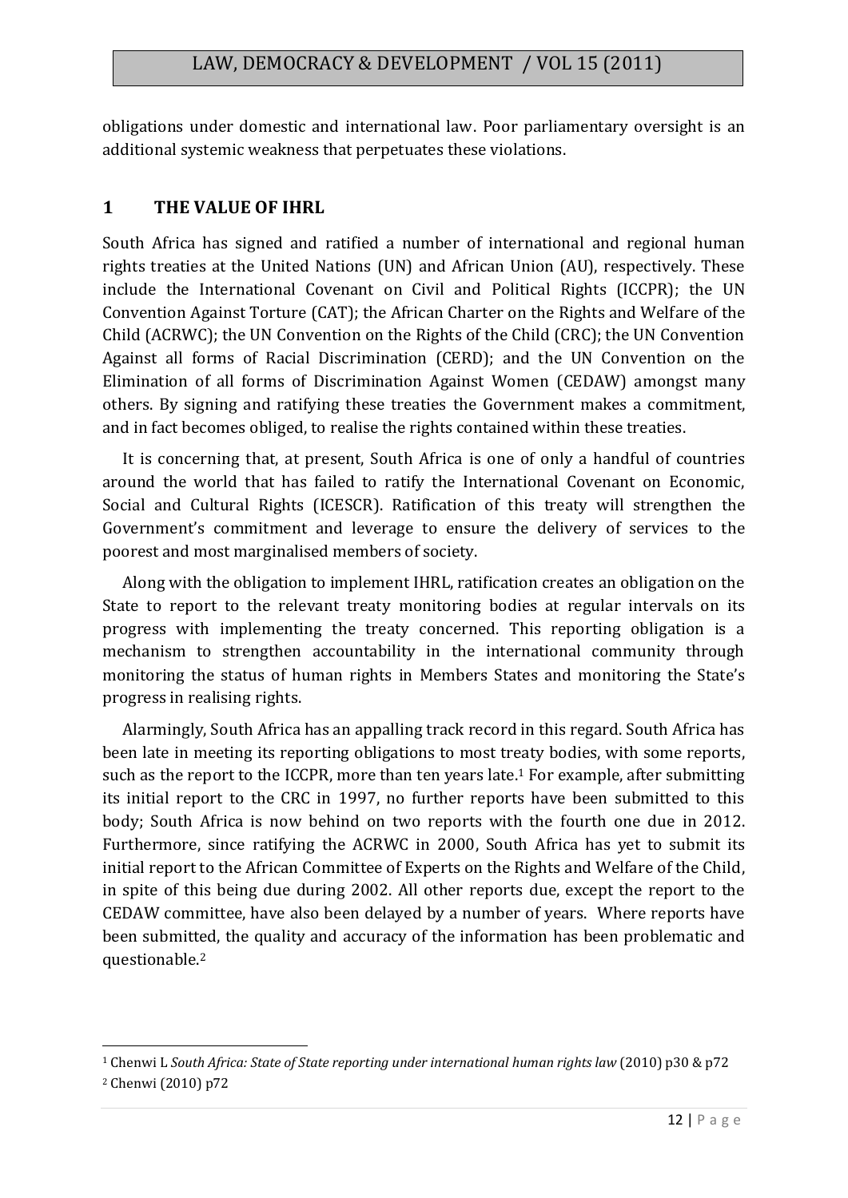obligations under domestic and international law. Poor parliamentary oversight is an additional systemic weakness that perpetuates these violations.

## 1 THE VALUE OF IHRL

South Africa has signed and ratified a number of international and regional human rights treaties at the United Nations (UN) and African Union (AU), respectively. These include the International Covenant on Civil and Political Rights (ICCPR); the UN Convention Against Torture (CAT); the African Charter on the Rights and Welfare of the Child (ACRWC); the UN Convention on the Rights of the Child (CRC); the UN Convention Against all forms of Racial Discrimination (CERD); and the UN Convention on the Elimination of all forms of Discrimination Against Women (CEDAW) amongst many others. By signing and ratifying these treaties the Government makes a commitment, and in fact becomes obliged, to realise the rights contained within these treaties.

It is concerning that, at present, South Africa is one of only a handful of countries around the world that has failed to ratify the International Covenant on Economic, Social and Cultural Rights (ICESCR). Ratification of this treaty will strengthen the Government's commitment and leverage to ensure the delivery of services to the poorest and most marginalised members of society.

Along with the obligation to implement IHRL, ratification creates an obligation on the State to report to the relevant treaty monitoring bodies at regular intervals on its progress with implementing the treaty concerned. This reporting obligation is a mechanism to strengthen accountability in the international community through monitoring the status of human rights in Members States and monitoring the State's progress in realising rights.

Alarmingly, South Africa has an appalling track record in this regard. South Africa has been late in meeting its reporting obligations to most treaty bodies, with some reports, such as the report to the ICCPR, more than ten years late.[1] For example, after submitting its initial report to the CRC in 1997, no further reports have been submitted to this body; South Africa is now behind on two reports with the fourth one due in 2012. Furthermore, since ratifying the ACRWC in 2000, South Africa has yet to submit its initial report to the African Committee of Experts on the Rights and Welfare of the Child, in spite of this being due during 2002. All other reports due, except the report to the CEDAW committee, have also been delayed by a number of years. Where reports have been submitted, the quality and accuracy of the information has been problematic and questionable.[2]

---

[1] Chenwi L *South Africa: State of State reporting under international human rights law* (2010) p30 & p72

[2] Chenwi (2010) p72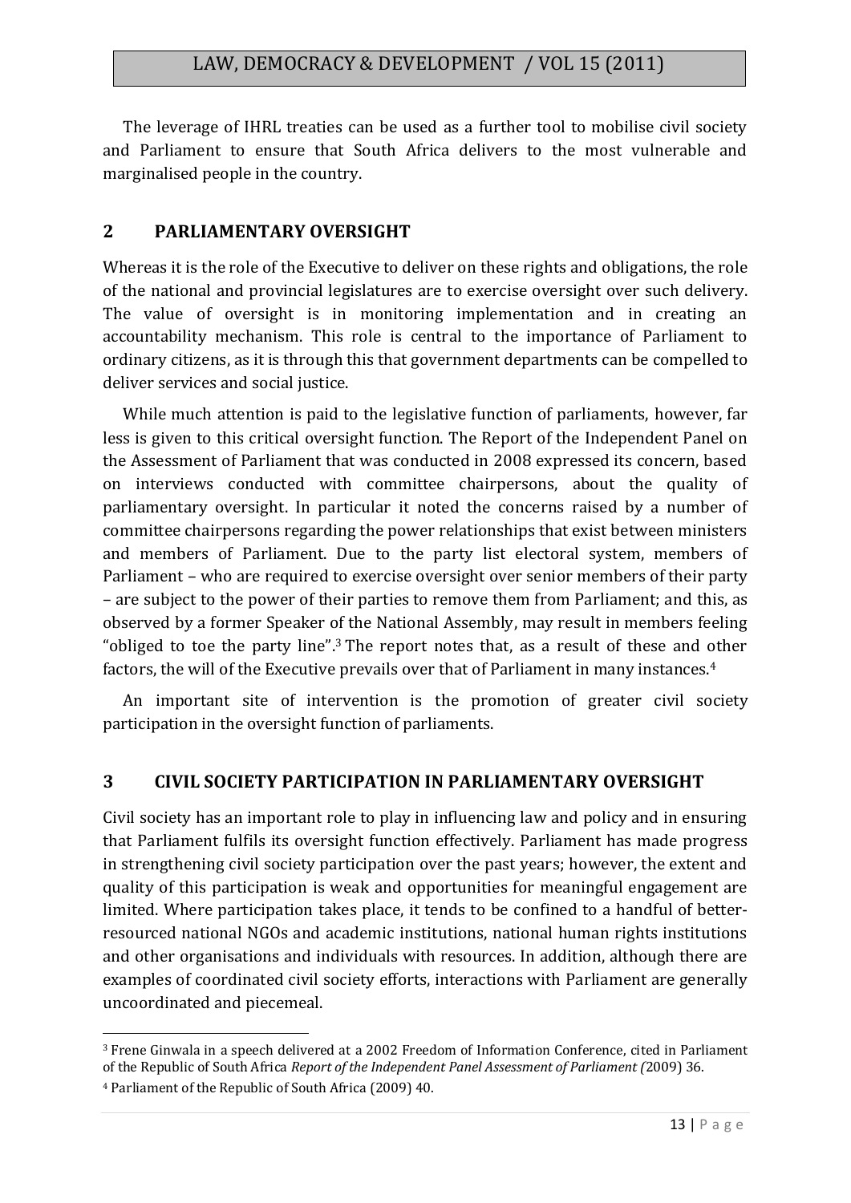The leverage of IHRL treaties can be used as a further tool to mobilise civil society and Parliament to ensure that South Africa delivers to the most vulnerable and marginalised people in the country.

## 2 PARLIAMENTARY OVERSIGHT

Whereas it is the role of the Executive to deliver on these rights and obligations, the role of the national and provincial legislatures are to exercise oversight over such delivery. The value of oversight is in monitoring implementation and in creating an accountability mechanism. This role is central to the importance of Parliament to ordinary citizens, as it is through this that government departments can be compelled to deliver services and social justice.

While much attention is paid to the legislative function of parliaments, however, far less is given to this critical oversight function. The Report of the Independent Panel on the Assessment of Parliament that was conducted in 2008 expressed its concern, based on interviews conducted with committee chairpersons, about the quality of parliamentary oversight. In particular it noted the concerns raised by a number of committee chairpersons regarding the power relationships that exist between ministers and members of Parliament. Due to the party list electoral system, members of Parliament – who are required to exercise oversight over senior members of their party – are subject to the power of their parties to remove them from Parliament; and this, as observed by a former Speaker of the National Assembly, may result in members feeling "obliged to toe the party line".[3] The report notes that, as a result of these and other factors, the will of the Executive prevails over that of Parliament in many instances.[4]

An important site of intervention is the promotion of greater civil society participation in the oversight function of parliaments.

## 3 CIVIL SOCIETY PARTICIPATION IN PARLIAMENTARY OVERSIGHT

Civil society has an important role to play in influencing law and policy and in ensuring that Parliament fulfils its oversight function effectively. Parliament has made progress in strengthening civil society participation over the past years; however, the extent and quality of this participation is weak and opportunities for meaningful engagement are limited. Where participation takes place, it tends to be confined to a handful of better-resourced national NGOs and academic institutions, national human rights institutions and other organisations and individuals with resources. In addition, although there are examples of coordinated civil society efforts, interactions with Parliament are generally uncoordinated and piecemeal.

---

[3] Frene Ginwala in a speech delivered at a 2002 Freedom of Information Conference, cited in Parliament of the Republic of South Africa *Report of the Independent Panel Assessment of Parliament (*2009) 36.

[4] Parliament of the Republic of South Africa (2009) 40.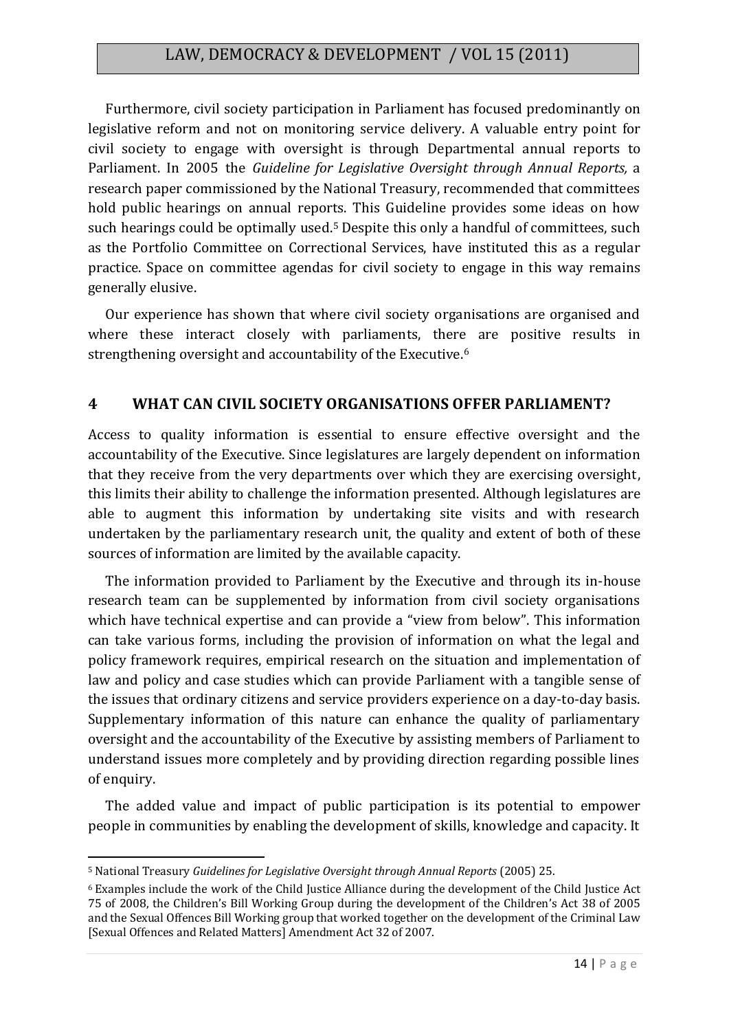Furthermore, civil society participation in Parliament has focused predominantly on legislative reform and not on monitoring service delivery. A valuable entry point for civil society to engage with oversight is through Departmental annual reports to Parliament. In 2005 the *Guideline for Legislative Oversight through Annual Reports,* a research paper commissioned by the National Treasury, recommended that committees hold public hearings on annual reports. This Guideline provides some ideas on how such hearings could be optimally used.[5] Despite this only a handful of committees, such as the Portfolio Committee on Correctional Services, have instituted this as a regular practice. Space on committee agendas for civil society to engage in this way remains generally elusive.

Our experience has shown that where civil society organisations are organised and where these interact closely with parliaments, there are positive results in strengthening oversight and accountability of the Executive.[6]

## 4 WHAT CAN CIVIL SOCIETY ORGANISATIONS OFFER PARLIAMENT?

Access to quality information is essential to ensure effective oversight and the accountability of the Executive. Since legislatures are largely dependent on information that they receive from the very departments over which they are exercising oversight, this limits their ability to challenge the information presented. Although legislatures are able to augment this information by undertaking site visits and with research undertaken by the parliamentary research unit, the quality and extent of both of these sources of information are limited by the available capacity.

The information provided to Parliament by the Executive and through its in-house research team can be supplemented by information from civil society organisations which have technical expertise and can provide a "view from below". This information can take various forms, including the provision of information on what the legal and policy framework requires, empirical research on the situation and implementation of law and policy and case studies which can provide Parliament with a tangible sense of the issues that ordinary citizens and service providers experience on a day-to-day basis. Supplementary information of this nature can enhance the quality of parliamentary oversight and the accountability of the Executive by assisting members of Parliament to understand issues more completely and by providing direction regarding possible lines of enquiry.

The added value and impact of public participation is its potential to empower people in communities by enabling the development of skills, knowledge and capacity. It

---

[5] National Treasury *Guidelines for Legislative Oversight through Annual Reports* (2005) 25.

[6] Examples include the work of the Child Justice Alliance during the development of the Child Justice Act 75 of 2008, the Children's Bill Working Group during the development of the Children's Act 38 of 2005 and the Sexual Offences Bill Working group that worked together on the development of the Criminal Law [Sexual Offences and Related Matters] Amendment Act 32 of 2007.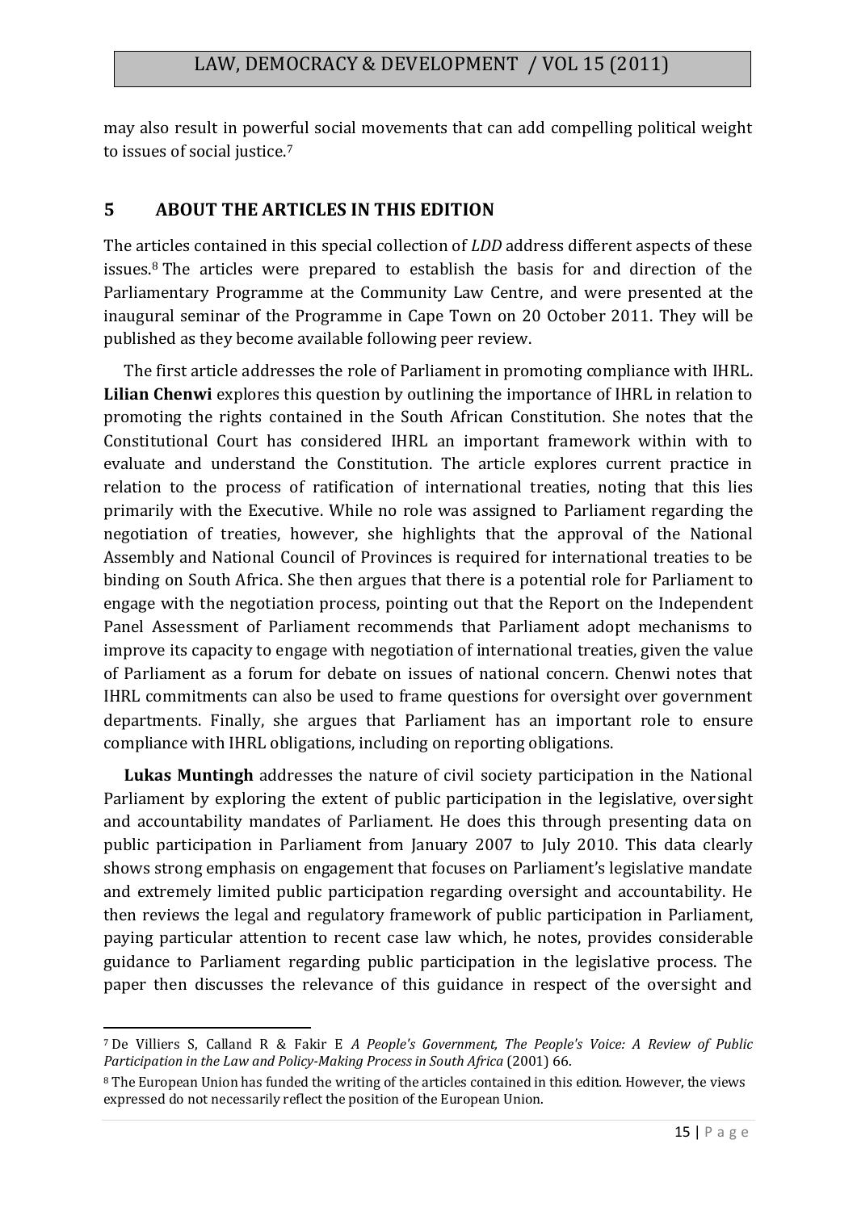may also result in powerful social movements that can add compelling political weight to issues of social justice.[7]

## 5 ABOUT THE ARTICLES IN THIS EDITION

The articles contained in this special collection of *LDD* address different aspects of these issues.[8] The articles were prepared to establish the basis for and direction of the Parliamentary Programme at the Community Law Centre, and were presented at the inaugural seminar of the Programme in Cape Town on 20 October 2011. They will be published as they become available following peer review.

The first article addresses the role of Parliament in promoting compliance with IHRL. **Lilian Chenwi** explores this question by outlining the importance of IHRL in relation to promoting the rights contained in the South African Constitution. She notes that the Constitutional Court has considered IHRL an important framework within with to evaluate and understand the Constitution. The article explores current practice in relation to the process of ratification of international treaties, noting that this lies primarily with the Executive. While no role was assigned to Parliament regarding the negotiation of treaties, however, she highlights that the approval of the National Assembly and National Council of Provinces is required for international treaties to be binding on South Africa. She then argues that there is a potential role for Parliament to engage with the negotiation process, pointing out that the Report on the Independent Panel Assessment of Parliament recommends that Parliament adopt mechanisms to improve its capacity to engage with negotiation of international treaties, given the value of Parliament as a forum for debate on issues of national concern. Chenwi notes that IHRL commitments can also be used to frame questions for oversight over government departments. Finally, she argues that Parliament has an important role to ensure compliance with IHRL obligations, including on reporting obligations.

**Lukas Muntingh** addresses the nature of civil society participation in the National Parliament by exploring the extent of public participation in the legislative, oversight and accountability mandates of Parliament. He does this through presenting data on public participation in Parliament from January 2007 to July 2010. This data clearly shows strong emphasis on engagement that focuses on Parliament's legislative mandate and extremely limited public participation regarding oversight and accountability. He then reviews the legal and regulatory framework of public participation in Parliament, paying particular attention to recent case law which, he notes, provides considerable guidance to Parliament regarding public participation in the legislative process. The paper then discusses the relevance of this guidance in respect of the oversight and

---

[7] De Villiers S, Calland R & Fakir E *A People's Government, The People's Voice: A Review of Public Participation in the Law and Policy-Making Process in South Africa* (2001) 66.

[8] The European Union has funded the writing of the articles contained in this edition. However, the views expressed do not necessarily reflect the position of the European Union.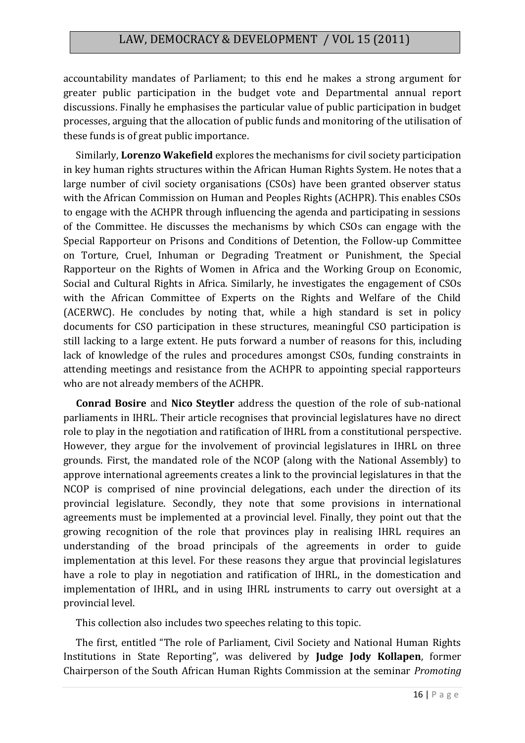accountability mandates of Parliament; to this end he makes a strong argument for greater public participation in the budget vote and Departmental annual report discussions. Finally he emphasises the particular value of public participation in budget processes, arguing that the allocation of public funds and monitoring of the utilisation of these funds is of great public importance.

Similarly, **Lorenzo Wakefield** explores the mechanisms for civil society participation in key human rights structures within the African Human Rights System. He notes that a large number of civil society organisations (CSOs) have been granted observer status with the African Commission on Human and Peoples Rights (ACHPR). This enables CSOs to engage with the ACHPR through influencing the agenda and participating in sessions of the Committee. He discusses the mechanisms by which CSOs can engage with the Special Rapporteur on Prisons and Conditions of Detention, the Follow-up Committee on Torture, Cruel, Inhuman or Degrading Treatment or Punishment, the Special Rapporteur on the Rights of Women in Africa and the Working Group on Economic, Social and Cultural Rights in Africa. Similarly, he investigates the engagement of CSOs with the African Committee of Experts on the Rights and Welfare of the Child (ACERWC). He concludes by noting that, while a high standard is set in policy documents for CSO participation in these structures, meaningful CSO participation is still lacking to a large extent. He puts forward a number of reasons for this, including lack of knowledge of the rules and procedures amongst CSOs, funding constraints in attending meetings and resistance from the ACHPR to appointing special rapporteurs who are not already members of the ACHPR.

**Conrad Bosire** and **Nico Steytler** address the question of the role of sub-national parliaments in IHRL. Their article recognises that provincial legislatures have no direct role to play in the negotiation and ratification of IHRL from a constitutional perspective. However, they argue for the involvement of provincial legislatures in IHRL on three grounds. First, the mandated role of the NCOP (along with the National Assembly) to approve international agreements creates a link to the provincial legislatures in that the NCOP is comprised of nine provincial delegations, each under the direction of its provincial legislature. Secondly, they note that some provisions in international agreements must be implemented at a provincial level. Finally, they point out that the growing recognition of the role that provinces play in realising IHRL requires an understanding of the broad principals of the agreements in order to guide implementation at this level. For these reasons they argue that provincial legislatures have a role to play in negotiation and ratification of IHRL, in the domestication and implementation of IHRL, and in using IHRL instruments to carry out oversight at a provincial level.

This collection also includes two speeches relating to this topic.

The first, entitled "The role of Parliament, Civil Society and National Human Rights Institutions in State Reporting", was delivered by **Judge Jody Kollapen**, former Chairperson of the South African Human Rights Commission at the seminar *Promoting*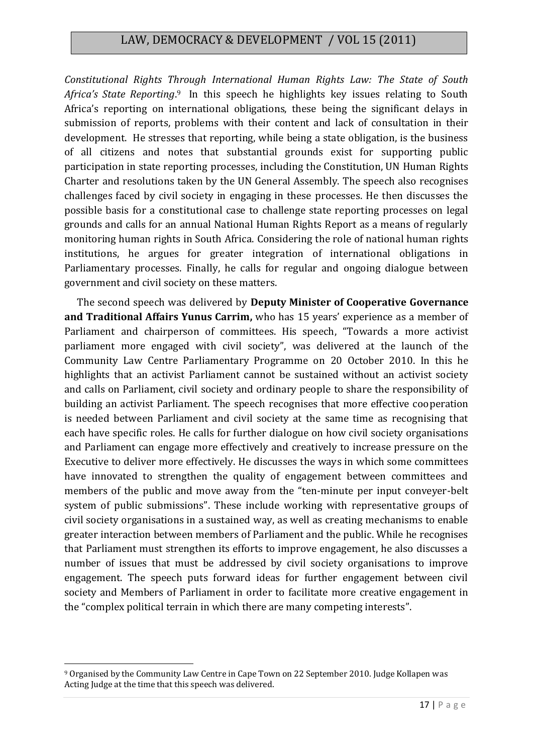*Constitutional Rights Through International Human Rights Law: The State of South Africa's State Reporting*.[9] In this speech he highlights key issues relating to South Africa's reporting on international obligations, these being the significant delays in submission of reports, problems with their content and lack of consultation in their development. He stresses that reporting, while being a state obligation, is the business of all citizens and notes that substantial grounds exist for supporting public participation in state reporting processes, including the Constitution, UN Human Rights Charter and resolutions taken by the UN General Assembly. The speech also recognises challenges faced by civil society in engaging in these processes. He then discusses the possible basis for a constitutional case to challenge state reporting processes on legal grounds and calls for an annual National Human Rights Report as a means of regularly monitoring human rights in South Africa. Considering the role of national human rights institutions, he argues for greater integration of international obligations in Parliamentary processes. Finally, he calls for regular and ongoing dialogue between government and civil society on these matters.

The second speech was delivered by **Deputy Minister of Cooperative Governance and Traditional Affairs Yunus Carrim,** who has 15 years' experience as a member of Parliament and chairperson of committees. His speech, "Towards a more activist parliament more engaged with civil society", was delivered at the launch of the Community Law Centre Parliamentary Programme on 20 October 2010. In this he highlights that an activist Parliament cannot be sustained without an activist society and calls on Parliament, civil society and ordinary people to share the responsibility of building an activist Parliament. The speech recognises that more effective cooperation is needed between Parliament and civil society at the same time as recognising that each have specific roles. He calls for further dialogue on how civil society organisations and Parliament can engage more effectively and creatively to increase pressure on the Executive to deliver more effectively. He discusses the ways in which some committees have innovated to strengthen the quality of engagement between committees and members of the public and move away from the "ten-minute per input conveyer-belt system of public submissions". These include working with representative groups of civil society organisations in a sustained way, as well as creating mechanisms to enable greater interaction between members of Parliament and the public. While he recognises that Parliament must strengthen its efforts to improve engagement, he also discusses a number of issues that must be addressed by civil society organisations to improve engagement. The speech puts forward ideas for further engagement between civil society and Members of Parliament in order to facilitate more creative engagement in the "complex political terrain in which there are many competing interests".

---

[9] Organised by the Community Law Centre in Cape Town on 22 September 2010. Judge Kollapen was Acting Judge at the time that this speech was delivered.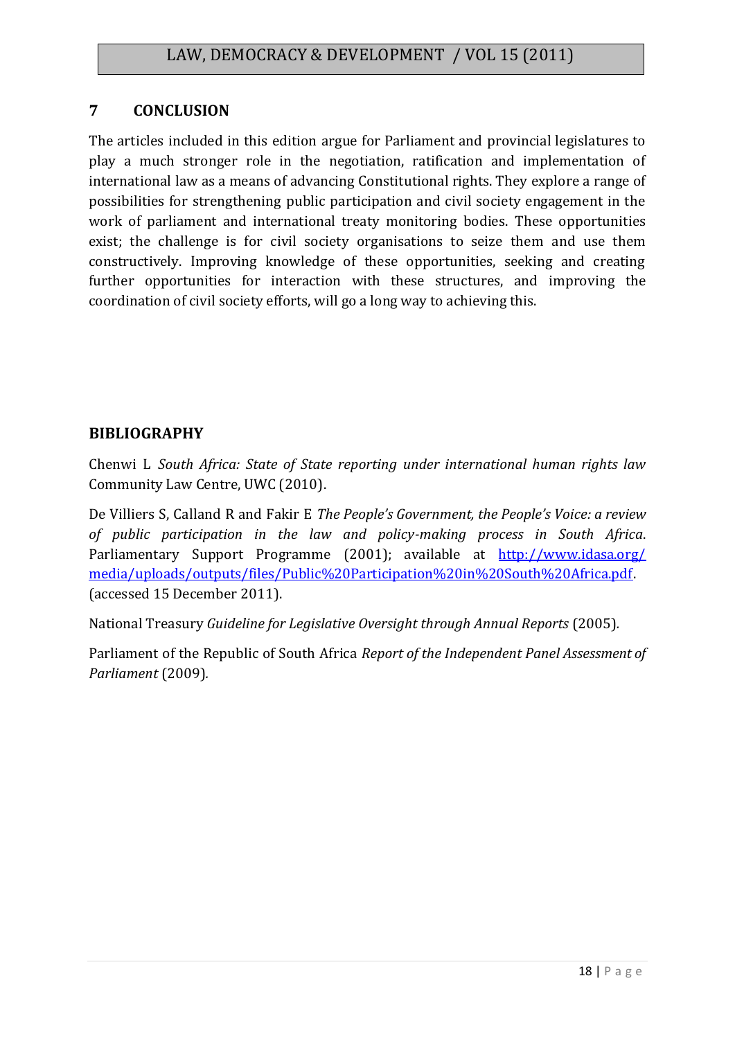## 7 CONCLUSION

The articles included in this edition argue for Parliament and provincial legislatures to play a much stronger role in the negotiation, ratification and implementation of international law as a means of advancing Constitutional rights. They explore a range of possibilities for strengthening public participation and civil society engagement in the work of parliament and international treaty monitoring bodies. These opportunities exist; the challenge is for civil society organisations to seize them and use them constructively. Improving knowledge of these opportunities, seeking and creating further opportunities for interaction with these structures, and improving the coordination of civil society efforts, will go a long way to achieving this.

## BIBLIOGRAPHY

Chenwi L *South Africa: State of State reporting under international human rights law* Community Law Centre, UWC (2010).

De Villiers S, Calland R and Fakir E *The People's Government, the People's Voice: a review of public participation in the law and policy-making process in South Africa*. Parliamentary Support Programme (2001); available at http://www.idasa.org/media/uploads/outputs/files/Public%20Participation%20in%20South%20Africa.pdf. (accessed 15 December 2011).

National Treasury *Guideline for Legislative Oversight through Annual Reports* (2005).

Parliament of the Republic of South Africa *Report of the Independent Panel Assessment of Parliament* (2009).